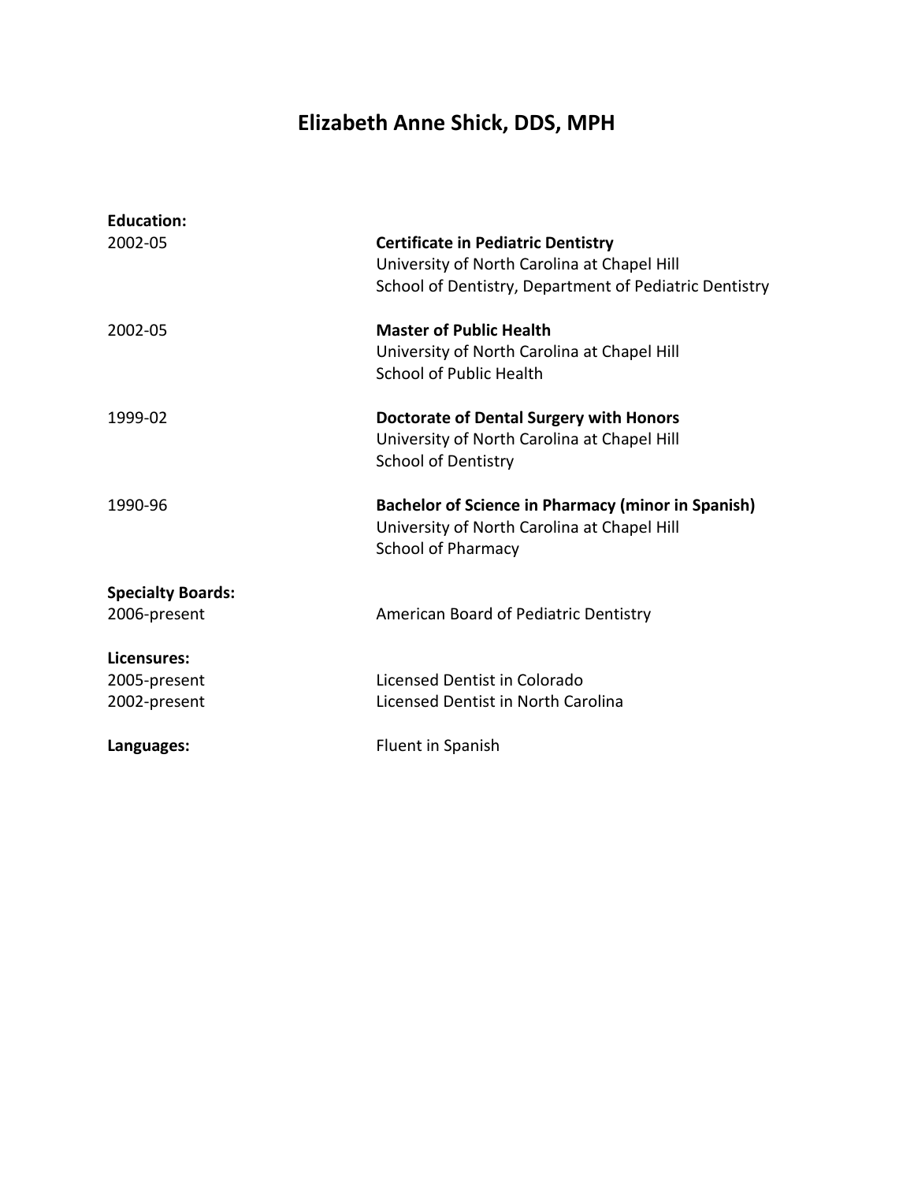# Elizabeth Anne Shick, DDS, MPH

**Education:**

2002-05 — **Certificate in Pediatric Dentistry**
University of North Carolina at Chapel Hill
School of Dentistry, Department of Pediatric Dentistry

2002-05 — **Master of Public Health**
University of North Carolina at Chapel Hill
School of Public Health

1999-02 — **Doctorate of Dental Surgery with Honors**
University of North Carolina at Chapel Hill
School of Dentistry

1990-96 — **Bachelor of Science in Pharmacy (minor in Spanish)**
University of North Carolina at Chapel Hill
School of Pharmacy

**Specialty Boards:**

2006-present — American Board of Pediatric Dentistry

**Licensures:**

2005-present — Licensed Dentist in Colorado
2002-present — Licensed Dentist in North Carolina

**Languages:** Fluent in Spanish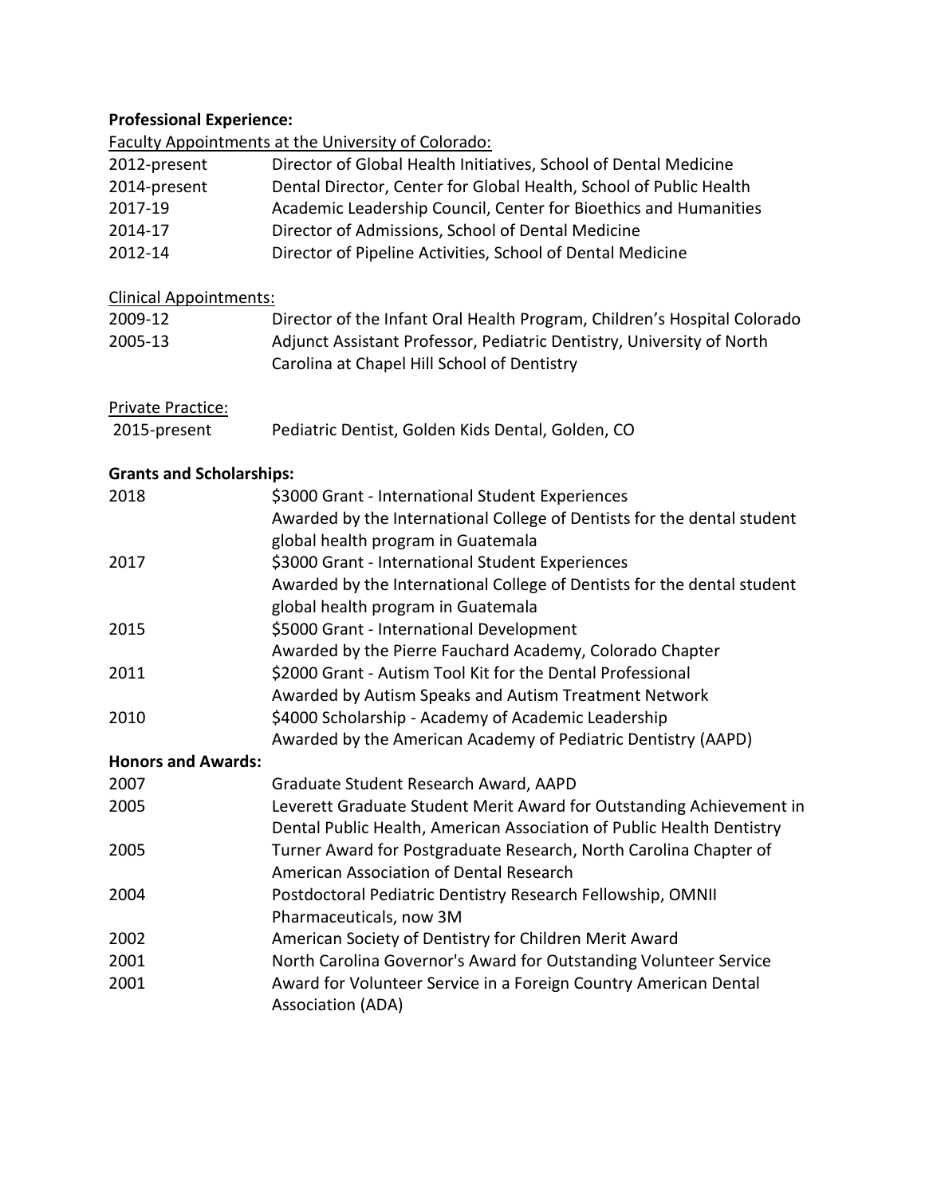**Professional Experience:**

Faculty Appointments at the University of Colorado:

| | |
|---|---|
| 2012-present | Director of Global Health Initiatives, School of Dental Medicine |
| 2014-present | Dental Director, Center for Global Health, School of Public Health |
| 2017-19 | Academic Leadership Council, Center for Bioethics and Humanities |
| 2014-17 | Director of Admissions, School of Dental Medicine |
| 2012-14 | Director of Pipeline Activities, School of Dental Medicine |

Clinical Appointments:

| | |
|---|---|
| 2009-12 | Director of the Infant Oral Health Program, Children's Hospital Colorado |
| 2005-13 | Adjunct Assistant Professor, Pediatric Dentistry, University of North Carolina at Chapel Hill School of Dentistry |

Private Practice:

| | |
|---|---|
| 2015-present | Pediatric Dentist, Golden Kids Dental, Golden, CO |

**Grants and Scholarships:**

| | |
|---|---|
| 2018 | $3000 Grant - International Student Experiences<br>Awarded by the International College of Dentists for the dental student global health program in Guatemala |
| 2017 | $3000 Grant - International Student Experiences<br>Awarded by the International College of Dentists for the dental student global health program in Guatemala |
| 2015 | $5000 Grant - International Development<br>Awarded by the Pierre Fauchard Academy, Colorado Chapter |
| 2011 | $2000 Grant - Autism Tool Kit for the Dental Professional<br>Awarded by Autism Speaks and Autism Treatment Network |
| 2010 | $4000 Scholarship - Academy of Academic Leadership<br>Awarded by the American Academy of Pediatric Dentistry (AAPD) |

**Honors and Awards:**

| | |
|---|---|
| 2007 | Graduate Student Research Award, AAPD |
| 2005 | Leverett Graduate Student Merit Award for Outstanding Achievement in Dental Public Health, American Association of Public Health Dentistry |
| 2005 | Turner Award for Postgraduate Research, North Carolina Chapter of American Association of Dental Research |
| 2004 | Postdoctoral Pediatric Dentistry Research Fellowship, OMNII Pharmaceuticals, now 3M |
| 2002 | American Society of Dentistry for Children Merit Award |
| 2001 | North Carolina Governor's Award for Outstanding Volunteer Service |
| 2001 | Award for Volunteer Service in a Foreign Country American Dental Association (ADA) |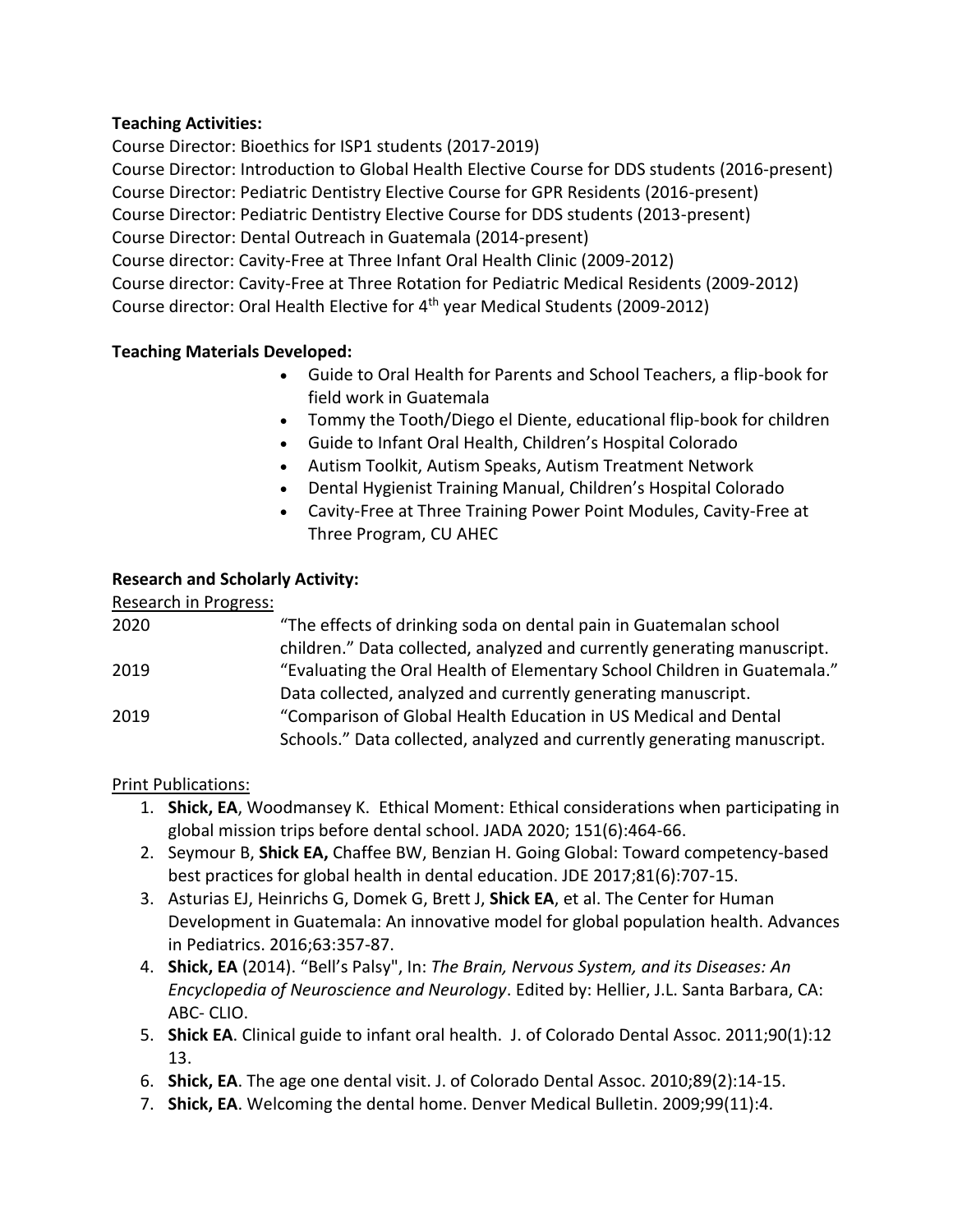**Teaching Activities:**

Course Director: Bioethics for ISP1 students (2017-2019)
Course Director: Introduction to Global Health Elective Course for DDS students (2016-present)
Course Director: Pediatric Dentistry Elective Course for GPR Residents (2016-present)
Course Director: Pediatric Dentistry Elective Course for DDS students (2013-present)
Course Director: Dental Outreach in Guatemala (2014-present)
Course director: Cavity-Free at Three Infant Oral Health Clinic (2009-2012)
Course director: Cavity-Free at Three Rotation for Pediatric Medical Residents (2009-2012)
Course director: Oral Health Elective for 4th year Medical Students (2009-2012)

**Teaching Materials Developed:**

- Guide to Oral Health for Parents and School Teachers, a flip-book for field work in Guatemala
- Tommy the Tooth/Diego el Diente, educational flip-book for children
- Guide to Infant Oral Health, Children's Hospital Colorado
- Autism Toolkit, Autism Speaks, Autism Treatment Network
- Dental Hygienist Training Manual, Children's Hospital Colorado
- Cavity-Free at Three Training Power Point Modules, Cavity-Free at Three Program, CU AHEC

**Research and Scholarly Activity:**

Research in Progress:

| | |
|---|---|
| 2020 | "The effects of drinking soda on dental pain in Guatemalan school children." Data collected, analyzed and currently generating manuscript. |
| 2019 | "Evaluating the Oral Health of Elementary School Children in Guatemala." Data collected, analyzed and currently generating manuscript. |
| 2019 | "Comparison of Global Health Education in US Medical and Dental Schools." Data collected, analyzed and currently generating manuscript. |

Print Publications:

1. **Shick, EA**, Woodmansey K. Ethical Moment: Ethical considerations when participating in global mission trips before dental school. JADA 2020; 151(6):464-66.
2. Seymour B, **Shick EA,** Chaffee BW, Benzian H. Going Global: Toward competency-based best practices for global health in dental education. JDE 2017;81(6):707-15.
3. Asturias EJ, Heinrichs G, Domek G, Brett J, **Shick EA**, et al. The Center for Human Development in Guatemala: An innovative model for global population health. Advances in Pediatrics. 2016;63:357-87.
4. **Shick, EA** (2014). "Bell's Palsy", In: *The Brain, Nervous System, and its Diseases: An Encyclopedia of Neuroscience and Neurology*. Edited by: Hellier, J.L. Santa Barbara, CA: ABC- CLIO.
5. **Shick EA**. Clinical guide to infant oral health. J. of Colorado Dental Assoc. 2011;90(1):12 13.
6. **Shick, EA**. The age one dental visit. J. of Colorado Dental Assoc. 2010;89(2):14-15.
7. **Shick, EA**. Welcoming the dental home. Denver Medical Bulletin. 2009;99(11):4.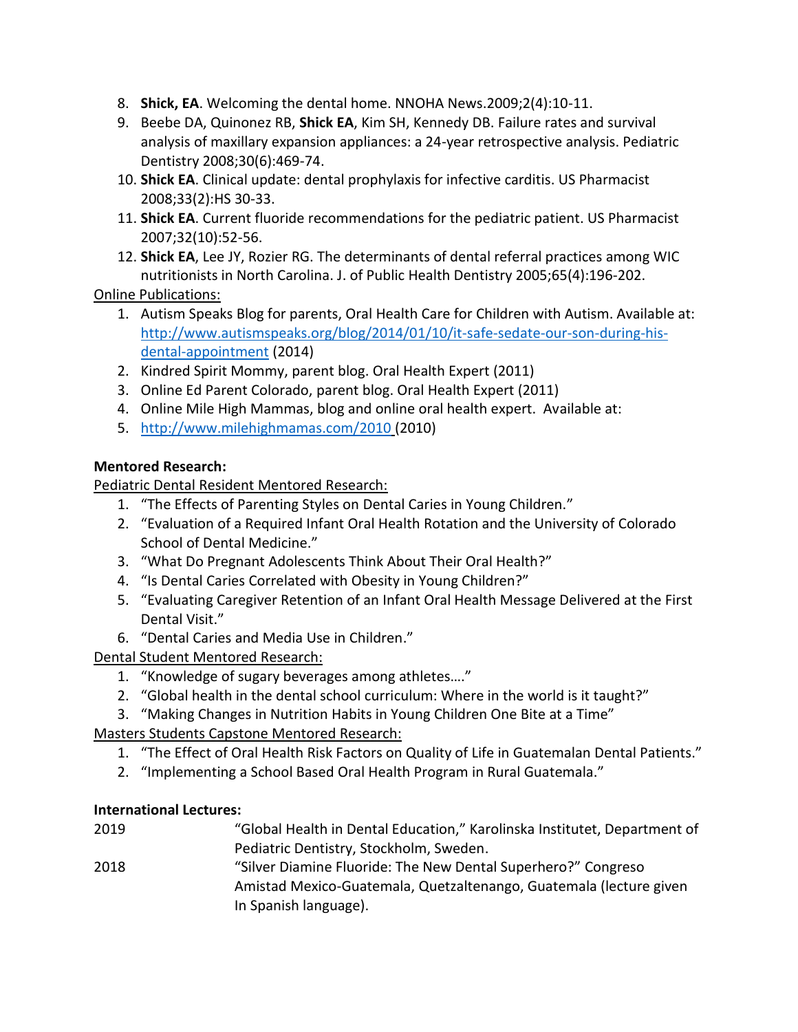8. **Shick, EA**. Welcoming the dental home. NNOHA News.2009;2(4):10-11.
9. Beebe DA, Quinonez RB, **Shick EA**, Kim SH, Kennedy DB. Failure rates and survival analysis of maxillary expansion appliances: a 24-year retrospective analysis. Pediatric Dentistry 2008;30(6):469-74.
10. **Shick EA**. Clinical update: dental prophylaxis for infective carditis. US Pharmacist 2008;33(2):HS 30-33.
11. **Shick EA**. Current fluoride recommendations for the pediatric patient. US Pharmacist 2007;32(10):52-56.
12. **Shick EA**, Lee JY, Rozier RG. The determinants of dental referral practices among WIC nutritionists in North Carolina. J. of Public Health Dentistry 2005;65(4):196-202.

<u>Online Publications:</u>

1. Autism Speaks Blog for parents, Oral Health Care for Children with Autism. Available at: [http://www.autismspeaks.org/blog/2014/01/10/it-safe-sedate-our-son-during-his-dental-appointment](http://www.autismspeaks.org/blog/2014/01/10/it-safe-sedate-our-son-during-his-dental-appointment) (2014)
2. Kindred Spirit Mommy, parent blog. Oral Health Expert (2011)
3. Online Ed Parent Colorado, parent blog. Oral Health Expert (2011)
4. Online Mile High Mammas, blog and online oral health expert. Available at:
5. [http://www.milehighmamas.com/2010](http://www.milehighmamas.com/2010) (2010)

**Mentored Research:**

<u>Pediatric Dental Resident Mentored Research:</u>

1. "The Effects of Parenting Styles on Dental Caries in Young Children."
2. "Evaluation of a Required Infant Oral Health Rotation and the University of Colorado School of Dental Medicine."
3. "What Do Pregnant Adolescents Think About Their Oral Health?"
4. "Is Dental Caries Correlated with Obesity in Young Children?"
5. "Evaluating Caregiver Retention of an Infant Oral Health Message Delivered at the First Dental Visit."
6. "Dental Caries and Media Use in Children."

<u>Dental Student Mentored Research:</u>

1. "Knowledge of sugary beverages among athletes…."
2. "Global health in the dental school curriculum: Where in the world is it taught?"
3. "Making Changes in Nutrition Habits in Young Children One Bite at a Time"

<u>Masters Students Capstone Mentored Research:</u>

1. "The Effect of Oral Health Risk Factors on Quality of Life in Guatemalan Dental Patients."
2. "Implementing a School Based Oral Health Program in Rural Guatemala."

**International Lectures:**

| | |
|---|---|
| 2019 | "Global Health in Dental Education," Karolinska Institutet, Department of Pediatric Dentistry, Stockholm, Sweden. |
| 2018 | "Silver Diamine Fluoride: The New Dental Superhero?" Congreso Amistad Mexico-Guatemala, Quetzaltenango, Guatemala (lecture given In Spanish language). |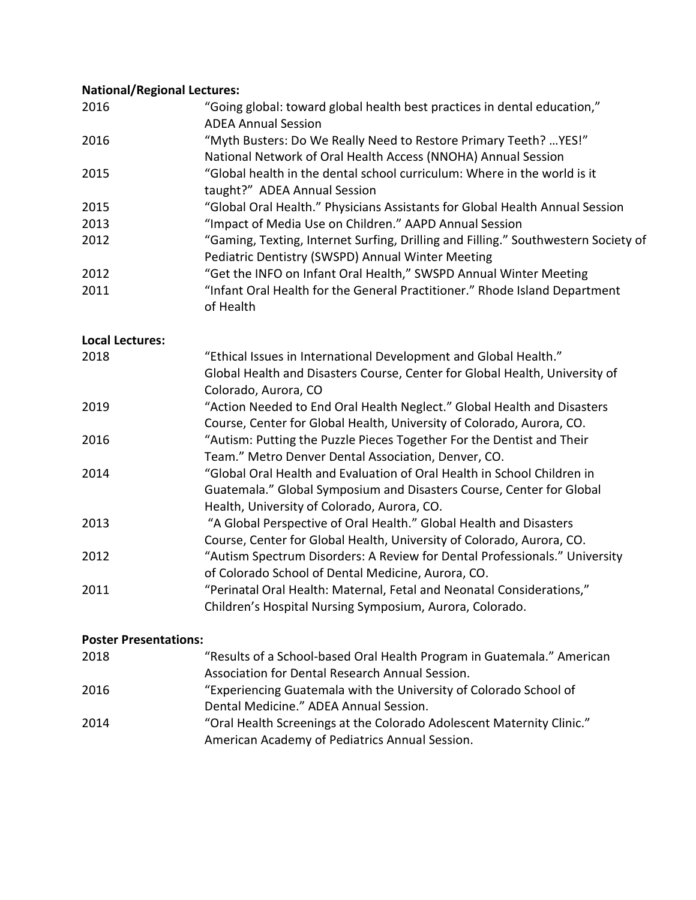**National/Regional Lectures:**

| | |
|---|---|
| 2016 | "Going global: toward global health best practices in dental education," ADEA Annual Session |
| 2016 | "Myth Busters: Do We Really Need to Restore Primary Teeth? …YES!" National Network of Oral Health Access (NNOHA) Annual Session |
| 2015 | "Global health in the dental school curriculum: Where in the world is it taught?" ADEA Annual Session |
| 2015 | "Global Oral Health." Physicians Assistants for Global Health Annual Session |
| 2013 | "Impact of Media Use on Children." AAPD Annual Session |
| 2012 | "Gaming, Texting, Internet Surfing, Drilling and Filling." Southwestern Society of Pediatric Dentistry (SWSPD) Annual Winter Meeting |
| 2012 | "Get the INFO on Infant Oral Health," SWSPD Annual Winter Meeting |
| 2011 | "Infant Oral Health for the General Practitioner." Rhode Island Department of Health |

**Local Lectures:**

| | |
|---|---|
| 2018 | "Ethical Issues in International Development and Global Health." Global Health and Disasters Course, Center for Global Health, University of Colorado, Aurora, CO |
| 2019 | "Action Needed to End Oral Health Neglect." Global Health and Disasters Course, Center for Global Health, University of Colorado, Aurora, CO. |
| 2016 | "Autism: Putting the Puzzle Pieces Together For the Dentist and Their Team." Metro Denver Dental Association, Denver, CO. |
| 2014 | "Global Oral Health and Evaluation of Oral Health in School Children in Guatemala." Global Symposium and Disasters Course, Center for Global Health, University of Colorado, Aurora, CO. |
| 2013 | "A Global Perspective of Oral Health." Global Health and Disasters Course, Center for Global Health, University of Colorado, Aurora, CO. |
| 2012 | "Autism Spectrum Disorders: A Review for Dental Professionals." University of Colorado School of Dental Medicine, Aurora, CO. |
| 2011 | "Perinatal Oral Health: Maternal, Fetal and Neonatal Considerations," Children's Hospital Nursing Symposium, Aurora, Colorado. |

**Poster Presentations:**

| | |
|---|---|
| 2018 | "Results of a School-based Oral Health Program in Guatemala." American Association for Dental Research Annual Session. |
| 2016 | "Experiencing Guatemala with the University of Colorado School of Dental Medicine." ADEA Annual Session. |
| 2014 | "Oral Health Screenings at the Colorado Adolescent Maternity Clinic." American Academy of Pediatrics Annual Session. |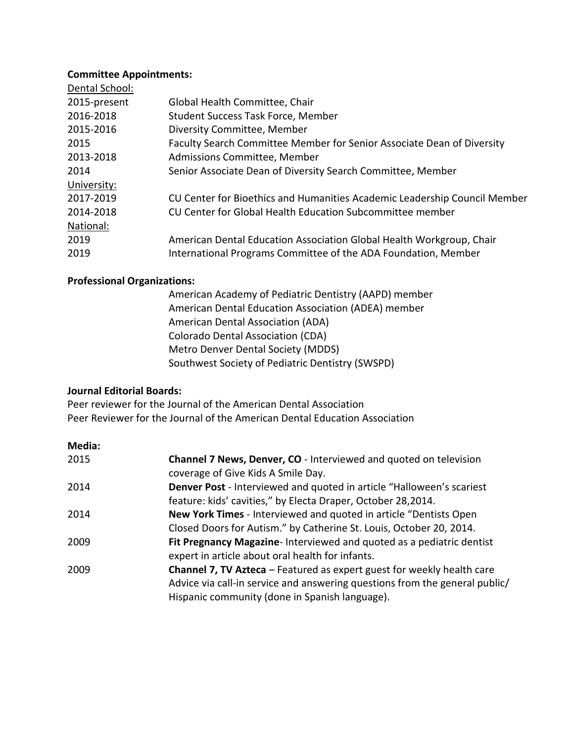**Committee Appointments:**

Dental School:

| | |
|---|---|
| 2015-present | Global Health Committee, Chair |
| 2016-2018 | Student Success Task Force, Member |
| 2015-2016 | Diversity Committee, Member |
| 2015 | Faculty Search Committee Member for Senior Associate Dean of Diversity |
| 2013-2018 | Admissions Committee, Member |
| 2014 | Senior Associate Dean of Diversity Search Committee, Member |

University:

| | |
|---|---|
| 2017-2019 | CU Center for Bioethics and Humanities Academic Leadership Council Member |
| 2014-2018 | CU Center for Global Health Education Subcommittee member |

National:

| | |
|---|---|
| 2019 | American Dental Education Association Global Health Workgroup, Chair |
| 2019 | International Programs Committee of the ADA Foundation, Member |

**Professional Organizations:**

American Academy of Pediatric Dentistry (AAPD) member
American Dental Education Association (ADEA) member
American Dental Association (ADA)
Colorado Dental Association (CDA)
Metro Denver Dental Society (MDDS)
Southwest Society of Pediatric Dentistry (SWSPD)

**Journal Editorial Boards:**

Peer reviewer for the Journal of the American Dental Association
Peer Reviewer for the Journal of the American Dental Education Association

**Media:**

| | |
|---|---|
| 2015 | **Channel 7 News, Denver, CO** - Interviewed and quoted on television coverage of Give Kids A Smile Day. |
| 2014 | **Denver Post** - Interviewed and quoted in article "Halloween's scariest feature: kids' cavities," by Electa Draper, October 28,2014. |
| 2014 | **New York Times** - Interviewed and quoted in article "Dentists Open Closed Doors for Autism." by Catherine St. Louis, October 20, 2014. |
| 2009 | **Fit Pregnancy Magazine**- Interviewed and quoted as a pediatric dentist expert in article about oral health for infants. |
| 2009 | **Channel 7, TV Azteca** – Featured as expert guest for weekly health care Advice via call-in service and answering questions from the general public/ Hispanic community (done in Spanish language). |